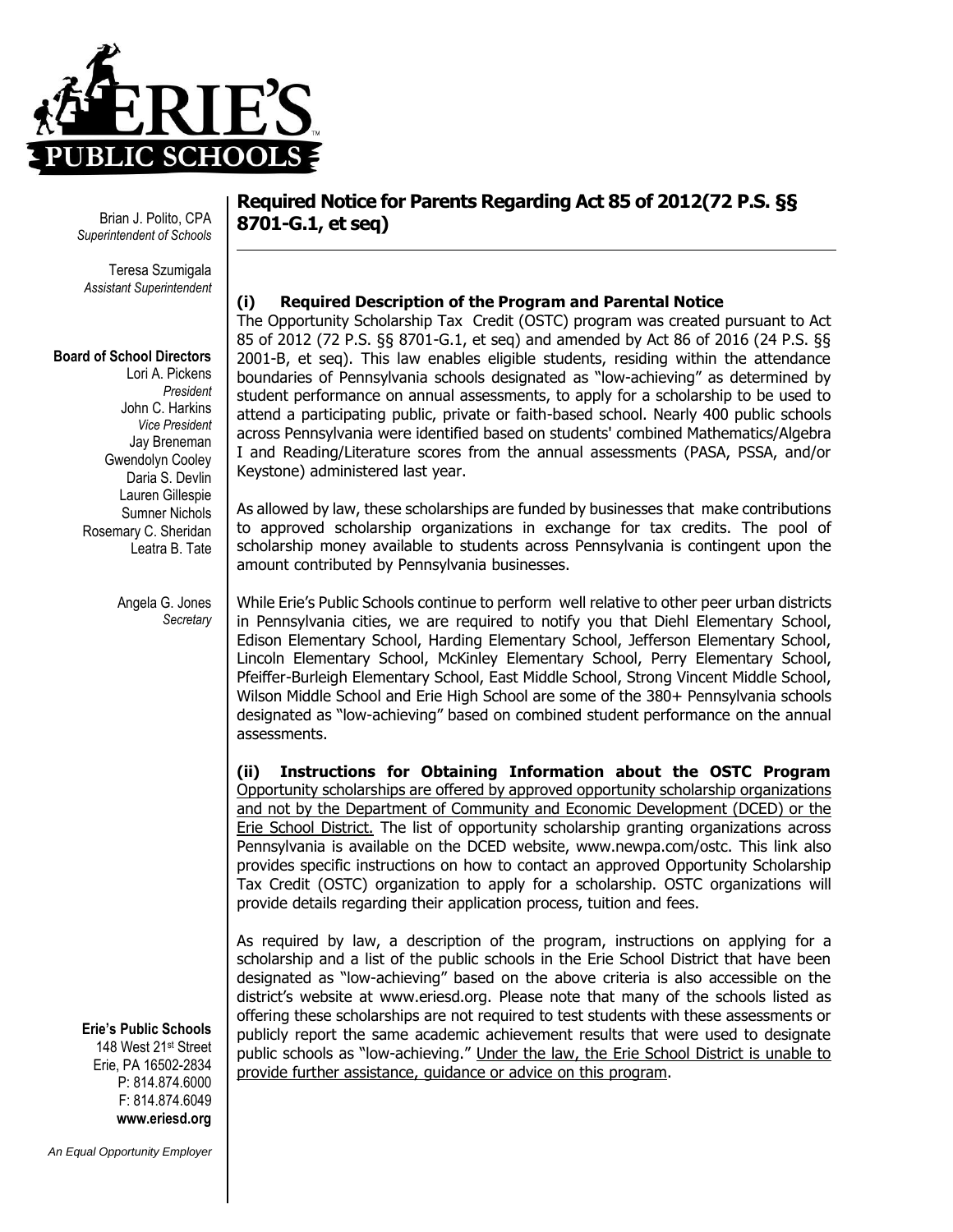Brian J. Polito, CPA
*Superintendent of Schools*

Teresa Szumigala
*Assistant Superintendent*

**Board of School Directors**
Lori A. Pickens
*President*
John C. Harkins
*Vice President*
Jay Breneman
Gwendolyn Cooley
Daria S. Devlin
Lauren Gillespie
Sumner Nichols
Rosemary C. Sheridan
Leatra B. Tate

Angela G. Jones
*Secretary*

**Erie's Public Schools**
148 West 21st Street
Erie, PA 16502-2834
P: 814.874.6000
F: 814.874.6049
**www.eriesd.org**

*An Equal Opportunity Employer*

# Required Notice for Parents Regarding Act 85 of 2012(72 P.S. §§ 8701-G.1, et seq)

## (i) Required Description of the Program and Parental Notice

The Opportunity Scholarship Tax Credit (OSTC) program was created pursuant to Act 85 of 2012 (72 P.S. §§ 8701-G.1, et seq) and amended by Act 86 of 2016 (24 P.S. §§ 2001-B, et seq). This law enables eligible students, residing within the attendance boundaries of Pennsylvania schools designated as "low-achieving" as determined by student performance on annual assessments, to apply for a scholarship to be used to attend a participating public, private or faith-based school. Nearly 400 public schools across Pennsylvania were identified based on students' combined Mathematics/Algebra I and Reading/Literature scores from the annual assessments (PASA, PSSA, and/or Keystone) administered last year.

As allowed by law, these scholarships are funded by businesses that make contributions to approved scholarship organizations in exchange for tax credits. The pool of scholarship money available to students across Pennsylvania is contingent upon the amount contributed by Pennsylvania businesses.

While Erie's Public Schools continue to perform well relative to other peer urban districts in Pennsylvania cities, we are required to notify you that Diehl Elementary School, Edison Elementary School, Harding Elementary School, Jefferson Elementary School, Lincoln Elementary School, McKinley Elementary School, Perry Elementary School, Pfeiffer-Burleigh Elementary School, East Middle School, Strong Vincent Middle School, Wilson Middle School and Erie High School are some of the 380+ Pennsylvania schools designated as "low-achieving" based on combined student performance on the annual assessments.

## (ii) Instructions for Obtaining Information about the OSTC Program

Opportunity scholarships are offered by approved opportunity scholarship organizations and not by the Department of Community and Economic Development (DCED) or the Erie School District. The list of opportunity scholarship granting organizations across Pennsylvania is available on the DCED website, www.newpa.com/ostc. This link also provides specific instructions on how to contact an approved Opportunity Scholarship Tax Credit (OSTC) organization to apply for a scholarship. OSTC organizations will provide details regarding their application process, tuition and fees.

As required by law, a description of the program, instructions on applying for a scholarship and a list of the public schools in the Erie School District that have been designated as "low-achieving" based on the above criteria is also accessible on the district's website at www.eriesd.org. Please note that many of the schools listed as offering these scholarships are not required to test students with these assessments or publicly report the same academic achievement results that were used to designate public schools as "low-achieving." Under the law, the Erie School District is unable to provide further assistance, guidance or advice on this program.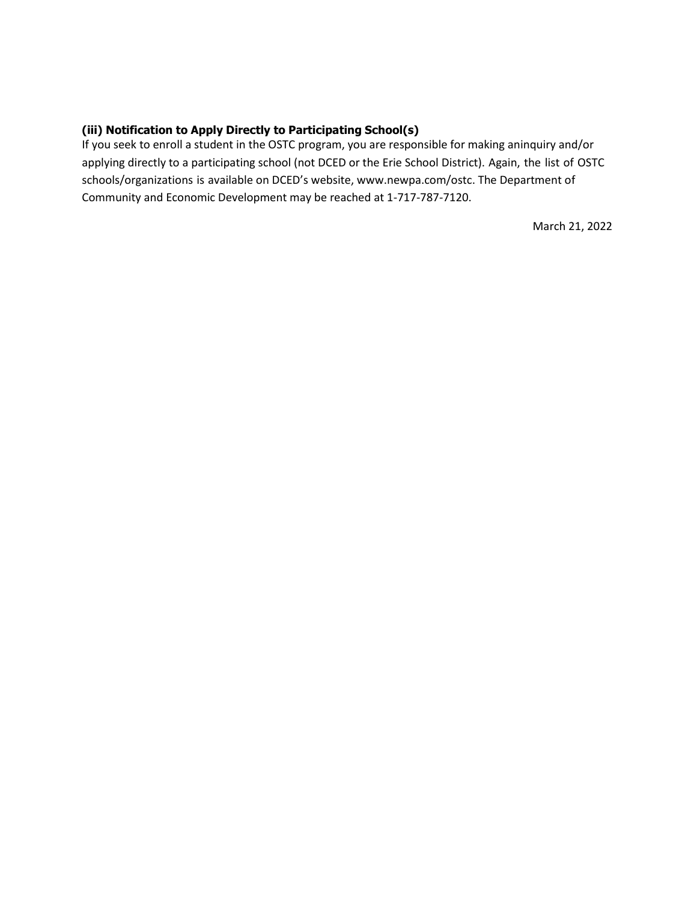### (iii) Notification to Apply Directly to Participating School(s)

If you seek to enroll a student in the OSTC program, you are responsible for making aninquiry and/or applying directly to a participating school (not DCED or the Erie School District). Again, the list of OSTC schools/organizations is available on DCED's website, www.newpa.com/ostc. The Department of Community and Economic Development may be reached at 1-717-787-7120.

March 21, 2022